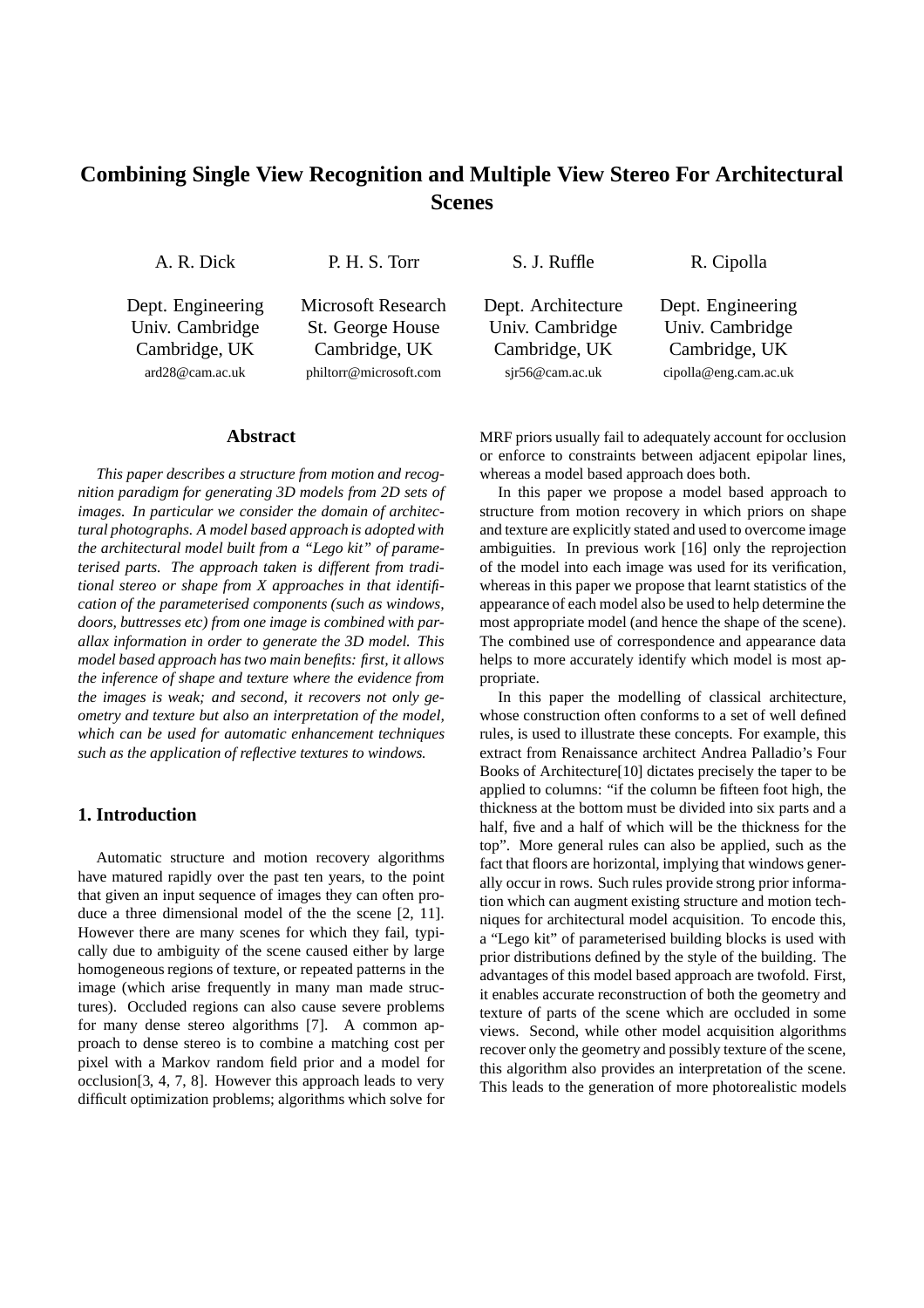# Combining Single View Recognition and Multiple View Stereo For Architectural Scenes

A. R. Dick
Dept. Engineering
Univ. Cambridge
Cambridge, UK
ard28@cam.ac.uk

P. H. S. Torr
Microsoft Research
St. George House
Cambridge, UK
philtorr@microsoft.com

S. J. Ruffle
Dept. Architecture
Univ. Cambridge
Cambridge, UK
sjr56@cam.ac.uk

R. Cipolla
Dept. Engineering
Univ. Cambridge
Cambridge, UK
cipolla@eng.cam.ac.uk

## Abstract

*This paper describes a structure from motion and recognition paradigm for generating 3D models from 2D sets of images. In particular we consider the domain of architectural photographs. A model based approach is adopted with the architectural model built from a "Lego kit" of parameterised parts. The approach taken is different from traditional stereo or shape from X approaches in that identification of the parameterised components (such as windows, doors, buttresses etc) from one image is combined with parallax information in order to generate the 3D model. This model based approach has two main benefits: first, it allows the inference of shape and texture where the evidence from the images is weak; and second, it recovers not only geometry and texture but also an interpretation of the model, which can be used for automatic enhancement techniques such as the application of reflective textures to windows.*

## 1. Introduction

Automatic structure and motion recovery algorithms have matured rapidly over the past ten years, to the point that given an input sequence of images they can often produce a three dimensional model of the the scene [2, 11]. However there are many scenes for which they fail, typically due to ambiguity of the scene caused either by large homogeneous regions of texture, or repeated patterns in the image (which arise frequently in many man made structures). Occluded regions can also cause severe problems for many dense stereo algorithms [7]. A common approach to dense stereo is to combine a matching cost per pixel with a Markov random field prior and a model for occlusion[3, 4, 7, 8]. However this approach leads to very difficult optimization problems; algorithms which solve for MRF priors usually fail to adequately account for occlusion or enforce to constraints between adjacent epipolar lines, whereas a model based approach does both.

In this paper we propose a model based approach to structure from motion recovery in which priors on shape and texture are explicitly stated and used to overcome image ambiguities. In previous work [16] only the reprojection of the model into each image was used for its verification, whereas in this paper we propose that learnt statistics of the appearance of each model also be used to help determine the most appropriate model (and hence the shape of the scene). The combined use of correspondence and appearance data helps to more accurately identify which model is most appropriate.

In this paper the modelling of classical architecture, whose construction often conforms to a set of well defined rules, is used to illustrate these concepts. For example, this extract from Renaissance architect Andrea Palladio's Four Books of Architecture[10] dictates precisely the taper to be applied to columns: "if the column be fifteen foot high, the thickness at the bottom must be divided into six parts and a half, five and a half of which will be the thickness for the top". More general rules can also be applied, such as the fact that floors are horizontal, implying that windows generally occur in rows. Such rules provide strong prior information which can augment existing structure and motion techniques for architectural model acquisition. To encode this, a "Lego kit" of parameterised building blocks is used with prior distributions defined by the style of the building. The advantages of this model based approach are twofold. First, it enables accurate reconstruction of both the geometry and texture of parts of the scene which are occluded in some views. Second, while other model acquisition algorithms recover only the geometry and possibly texture of the scene, this algorithm also provides an interpretation of the scene. This leads to the generation of more photorealistic models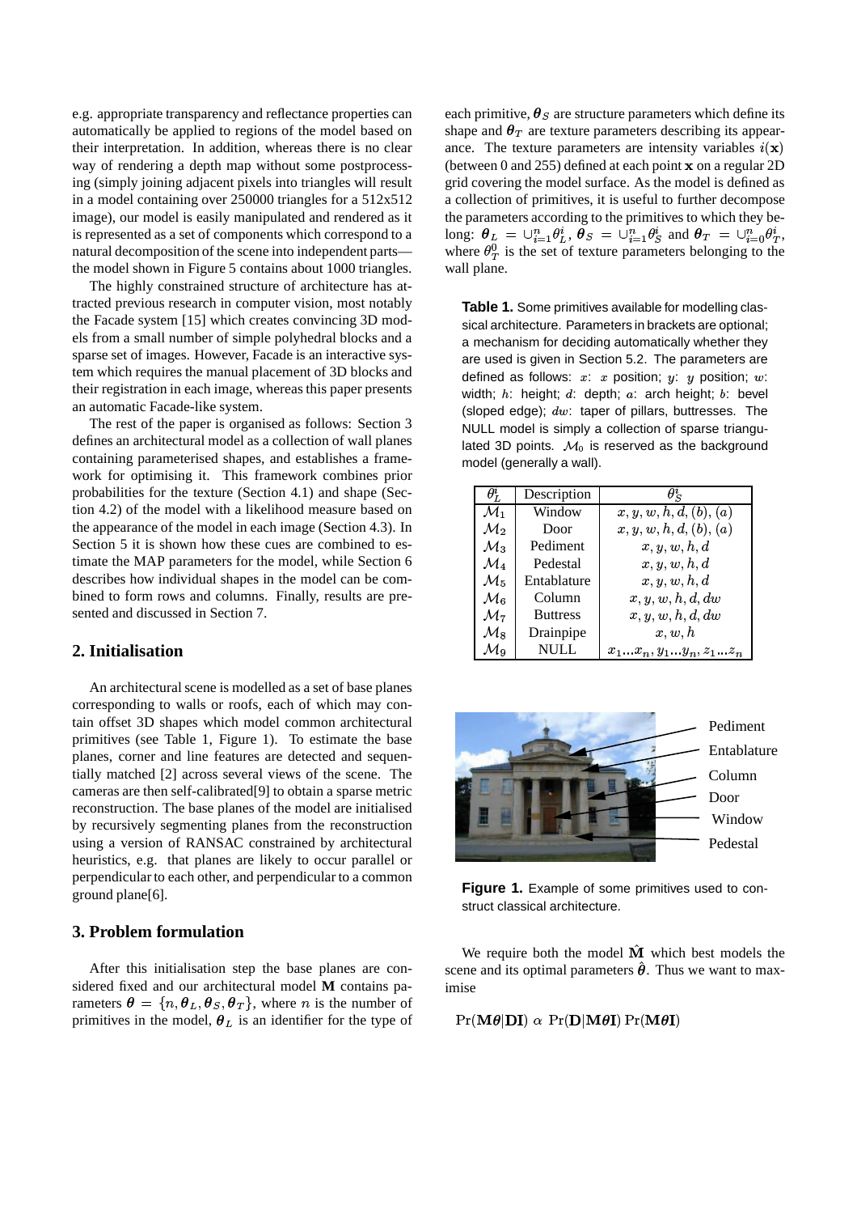e.g. appropriate transparency and reflectance properties can automatically be applied to regions of the model based on their interpretation. In addition, whereas there is no clear way of rendering a depth map without some postprocessing (simply joining adjacent pixels into triangles will result in a model containing over 250000 triangles for a 512x512 image), our model is easily manipulated and rendered as it is represented as a set of components which correspond to a natural decomposition of the scene into independent parts—the model shown in Figure 5 contains about 1000 triangles.

The highly constrained structure of architecture has attracted previous research in computer vision, most notably the Facade system [15] which creates convincing 3D models from a small number of simple polyhedral blocks and a sparse set of images. However, Facade is an interactive system which requires the manual placement of 3D blocks and their registration in each image, whereas this paper presents an automatic Facade-like system.

The rest of the paper is organised as follows: Section 3 defines an architectural model as a collection of wall planes containing parameterised shapes, and establishes a framework for optimising it. This framework combines prior probabilities for the texture (Section 4.1) and shape (Section 4.2) of the model with a likelihood measure based on the appearance of the model in each image (Section 4.3). In Section 5 it is shown how these cues are combined to estimate the MAP parameters for the model, while Section 6 describes how individual shapes in the model can be combined to form rows and columns. Finally, results are presented and discussed in Section 7.

## 2. Initialisation

An architectural scene is modelled as a set of base planes corresponding to walls or roofs, each of which may contain offset 3D shapes which model common architectural primitives (see Table 1, Figure 1). To estimate the base planes, corner and line features are detected and sequentially matched [2] across several views of the scene. The cameras are then self-calibrated[9] to obtain a sparse metric reconstruction. The base planes of the model are initialised by recursively segmenting planes from the reconstruction using a version of RANSAC constrained by architectural heuristics, e.g. that planes are likely to occur parallel or perpendicular to each other, and perpendicular to a common ground plane[6].

## 3. Problem formulation

After this initialisation step the base planes are considered fixed and our architectural model $\mathbf{M}$ contains parameters $\boldsymbol{\theta} = \{n, \boldsymbol{\theta}_L, \boldsymbol{\theta}_S, \boldsymbol{\theta}_T\}$, where $n$ is the number of primitives in the model, $\boldsymbol{\theta}_L$ is an identifier for the type of each primitive, $\boldsymbol{\theta}_S$ are structure parameters which define its shape and $\boldsymbol{\theta}_T$ are texture parameters describing its appearance. The texture parameters are intensity variables $i(\mathbf{x})$ (between 0 and 255) defined at each point $\mathbf{x}$ on a regular 2D grid covering the model surface. As the model is defined as a collection of primitives, it is useful to further decompose the parameters according to the primitives to which they belong: $\boldsymbol{\theta}_L = \cup_{i=1}^{n} \theta_L^i$, $\boldsymbol{\theta}_S = \cup_{i=1}^{n} \theta_S^i$ and $\boldsymbol{\theta}_T = \cup_{i=0}^{n} \theta_T^i$, where $\theta_T^0$ is the set of texture parameters belonging to the wall plane.

**Table 1.** Some primitives available for modelling classical architecture. Parameters in brackets are optional; a mechanism for deciding automatically whether they are used is given in Section 5.2. The parameters are defined as follows: $x$: $x$ position; $y$: $y$ position; $w$: width; $h$: height; $d$: depth; $a$: arch height; $b$: bevel (sloped edge); $dw$: taper of pillars, buttresses. The NULL model is simply a collection of sparse triangulated 3D points. $\mathcal{M}_0$ is reserved as the background model (generally a wall).

| $\theta_L^i$ | Description | $\theta_S^i$ |
|---|---|---|
| $\mathcal{M}_1$ | Window | $x, y, w, h, d, (b), (a)$ |
| $\mathcal{M}_2$ | Door | $x, y, w, h, d, (b), (a)$ |
| $\mathcal{M}_3$ | Pediment | $x, y, w, h, d$ |
| $\mathcal{M}_4$ | Pedestal | $x, y, w, h, d$ |
| $\mathcal{M}_5$ | Entablature | $x, y, w, h, d$ |
| $\mathcal{M}_6$ | Column | $x, y, w, h, d, dw$ |
| $\mathcal{M}_7$ | Buttress | $x, y, w, h, d, dw$ |
| $\mathcal{M}_8$ | Drainpipe | $x, w, h$ |
| $\mathcal{M}_9$ | NULL | $x_1 ... x_n, y_1 ... y_n, z_1 ... z_n$ |

Pediment
Entablature
Column
Door
Window
Pedestal

**Figure 1.** Example of some primitives used to construct classical architecture.

We require both the model $\hat{\mathbf{M}}$ which best models the scene and its optimal parameters $\hat{\boldsymbol{\theta}}$. Thus we want to maximise

$$\Pr(\mathbf{M}\boldsymbol{\theta}|\mathbf{DI}) \;\alpha\; \Pr(\mathbf{D}|\mathbf{M}\boldsymbol{\theta}\mathbf{I}) \Pr(\mathbf{M}\boldsymbol{\theta}\mathbf{I})$$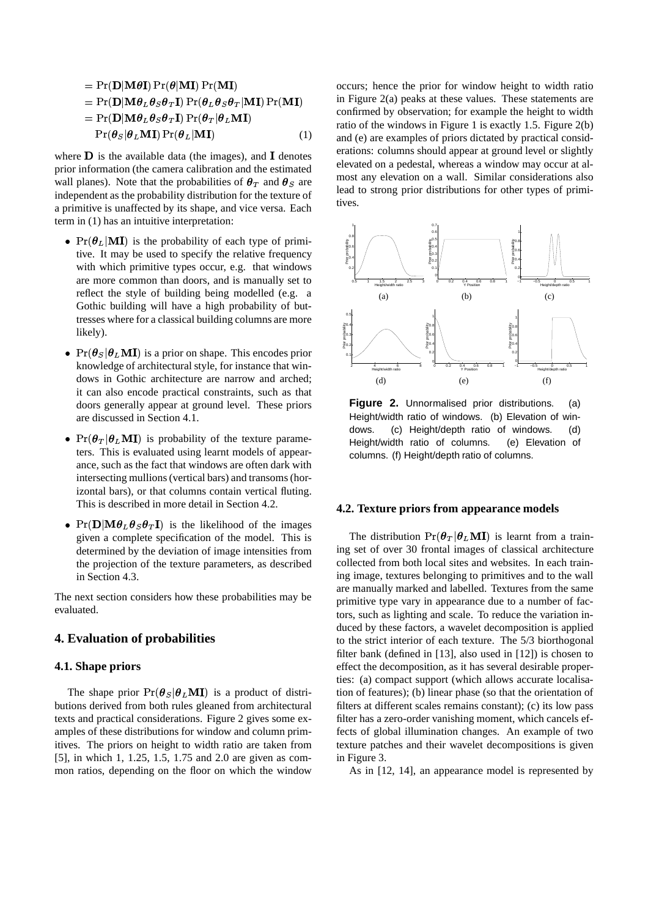$$
\begin{aligned}
&= \Pr(\mathbf{D}|\mathbf{M}\boldsymbol{\theta}\mathbf{I}) \Pr(\boldsymbol{\theta}|\mathbf{MI}) \Pr(\mathbf{MI}) \\
&= \Pr(\mathbf{D}|\mathbf{M}\boldsymbol{\theta}_L\boldsymbol{\theta}_S\boldsymbol{\theta}_T\mathbf{I}) \Pr(\boldsymbol{\theta}_L\boldsymbol{\theta}_S\boldsymbol{\theta}_T|\mathbf{MI}) \Pr(\mathbf{MI}) \\
&= \Pr(\mathbf{D}|\mathbf{M}\boldsymbol{\theta}_L\boldsymbol{\theta}_S\boldsymbol{\theta}_T\mathbf{I}) \Pr(\boldsymbol{\theta}_T|\boldsymbol{\theta}_L\mathbf{MI}) \\
&\quad \Pr(\boldsymbol{\theta}_S|\boldsymbol{\theta}_L\mathbf{MI}) \Pr(\boldsymbol{\theta}_L|\mathbf{MI}) \qquad (1)
\end{aligned}
$$

where $\mathbf{D}$ is the available data (the images), and $\mathbf{I}$ denotes prior information (the camera calibration and the estimated wall planes). Note that the probabilities of $\boldsymbol{\theta}_T$ and $\boldsymbol{\theta}_S$ are independent as the probability distribution for the texture of a primitive is unaffected by its shape, and vice versa. Each term in (1) has an intuitive interpretation:

- $\Pr(\boldsymbol{\theta}_L|\mathbf{MI})$ is the probability of each type of primitive. It may be used to specify the relative frequency with which primitive types occur, e.g. that windows are more common than doors, and is manually set to reflect the style of building being modelled (e.g. a Gothic building will have a high probability of buttresses where for a classical building columns are more likely).
- $\Pr(\boldsymbol{\theta}_S|\boldsymbol{\theta}_L\mathbf{MI})$ is a prior on shape. This encodes prior knowledge of architectural style, for instance that windows in Gothic architecture are narrow and arched; it can also encode practical constraints, such as that doors generally appear at ground level. These priors are discussed in Section 4.1.
- $\Pr(\boldsymbol{\theta}_T|\boldsymbol{\theta}_L\mathbf{MI})$ is probability of the texture parameters. This is evaluated using learnt models of appearance, such as the fact that windows are often dark with intersecting mullions (vertical bars) and transoms (horizontal bars), or that columns contain vertical fluting. This is described in more detail in Section 4.2.
- $\Pr(\mathbf{D}|\mathbf{M}\boldsymbol{\theta}_L\boldsymbol{\theta}_S\boldsymbol{\theta}_T\mathbf{I})$ is the likelihood of the images given a complete specification of the model. This is determined by the deviation of image intensities from the projection of the texture parameters, as described in Section 4.3.

The next section considers how these probabilities may be evaluated.

## 4. Evaluation of probabilities

### 4.1. Shape priors

The shape prior $\Pr(\boldsymbol{\theta}_S|\boldsymbol{\theta}_L\mathbf{MI})$ is a product of distributions derived from both rules gleaned from architectural texts and practical considerations. Figure 2 gives some examples of these distributions for window and column primitives. The priors on height to width ratio are taken from [5], in which 1, 1.25, 1.5, 1.75 and 2.0 are given as common ratios, depending on the floor on which the window occurs; hence the prior for window height to width ratio in Figure 2(a) peaks at these values. These statements are confirmed by observation; for example the height to width ratio of the windows in Figure 1 is exactly 1.5. Figure 2(b) and (e) are examples of priors dictated by practical considerations: columns should appear at ground level or slightly elevated on a pedestal, whereas a window may occur at almost any elevation on a wall. Similar considerations also lead to strong prior distributions for other types of primitives.

**Figure 2.** Unnormalised prior distributions. (a) Height/width ratio of windows. (b) Elevation of windows. (c) Height/depth ratio of windows. (d) Height/width ratio of columns. (e) Elevation of columns. (f) Height/depth ratio of columns.

### 4.2. Texture priors from appearance models

The distribution $\Pr(\boldsymbol{\theta}_T|\boldsymbol{\theta}_L\mathbf{MI})$ is learnt from a training set of over 30 frontal images of classical architecture collected from both local sites and websites. In each training image, textures belonging to primitives and to the wall are manually marked and labelled. Textures from the same primitive type vary in appearance due to a number of factors, such as lighting and scale. To reduce the variation induced by these factors, a wavelet decomposition is applied to the strict interior of each texture. The 5/3 biorthogonal filter bank (defined in [13], also used in [12]) is chosen to effect the decomposition, as it has several desirable properties: (a) compact support (which allows accurate localisation of features); (b) linear phase (so that the orientation of filters at different scales remains constant); (c) its low pass filter has a zero-order vanishing moment, which cancels effects of global illumination changes. An example of two texture patches and their wavelet decompositions is given in Figure 3.

As in [12, 14], an appearance model is represented by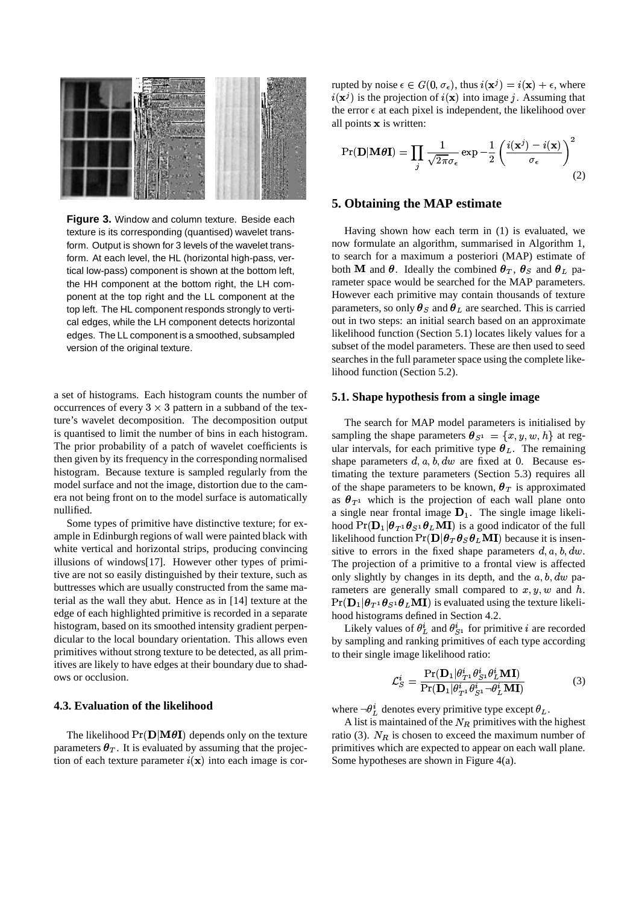**Figure 3.** Window and column texture. Beside each texture is its corresponding (quantised) wavelet transform. Output is shown for 3 levels of the wavelet transform. At each level, the HL (horizontal high-pass, vertical low-pass) component is shown at the bottom left, the HH component at the bottom right, the LH component at the top right and the LL component at the top left. The HL component responds strongly to vertical edges, while the LH component detects horizontal edges. The LL component is a smoothed, subsampled version of the original texture.

a set of histograms. Each histogram counts the number of occurrences of every $3 \times 3$ pattern in a subband of the texture's wavelet decomposition. The decomposition output is quantised to limit the number of bins in each histogram. The prior probability of a patch of wavelet coefficients is then given by its frequency in the corresponding normalised histogram. Because texture is sampled regularly from the model surface and not the image, distortion due to the camera not being front on to the model surface is automatically nullified.

Some types of primitive have distinctive texture; for example in Edinburgh regions of wall were painted black with white vertical and horizontal strips, producing convincing illusions of windows[17]. However other types of primitive are not so easily distinguished by their texture, such as buttresses which are usually constructed from the same material as the wall they abut. Hence as in [14] texture at the edge of each highlighted primitive is recorded in a separate histogram, based on its smoothed intensity gradient perpendicular to the local boundary orientation. This allows even primitives without strong texture to be detected, as all primitives are likely to have edges at their boundary due to shadows or occlusion.

### 4.3. Evaluation of the likelihood

The likelihood $\Pr(\mathbf{D}|\mathbf{M}\boldsymbol{\theta}\mathbf{I})$ depends only on the texture parameters $\boldsymbol{\theta}_T$. It is evaluated by assuming that the projection of each texture parameter $i(\mathbf{x})$ into each image is corrupted by noise $\epsilon \in G(0, \sigma_\epsilon)$, thus $i(\mathbf{x}^j) = i(\mathbf{x}) + \epsilon$, where $i(\mathbf{x}^j)$ is the projection of $i(\mathbf{x})$ into image $j$. Assuming that the error $\epsilon$ at each pixel is independent, the likelihood over all points $\mathbf{x}$ is written:

$$\Pr(\mathbf{D}|\mathbf{M}\boldsymbol{\theta}\mathbf{I}) = \prod_j \frac{1}{\sqrt{2\pi}\sigma_\epsilon} \exp -\frac{1}{2}\left(\frac{i(\mathbf{x}^j) - i(\mathbf{x})}{\sigma_\epsilon}\right)^2 \tag{2}$$

## 5. Obtaining the MAP estimate

Having shown how each term in (1) is evaluated, we now formulate an algorithm, summarised in Algorithm 1, to search for a maximum a posteriori (MAP) estimate of both $\mathbf{M}$ and $\boldsymbol{\theta}$. Ideally the combined $\boldsymbol{\theta}_T$, $\boldsymbol{\theta}_S$ and $\boldsymbol{\theta}_L$ parameter space would be searched for the MAP parameters. However each primitive may contain thousands of texture parameters, so only $\boldsymbol{\theta}_S$ and $\boldsymbol{\theta}_L$ are searched. This is carried out in two steps: an initial search based on an approximate likelihood function (Section 5.1) locates likely values for a subset of the model parameters. These are then used to seed searches in the full parameter space using the complete likelihood function (Section 5.2).

### 5.1. Shape hypothesis from a single image

The search for MAP model parameters is initialised by sampling the shape parameters $\boldsymbol{\theta}_{S^1} = \{x, y, w, h\}$ at regular intervals, for each primitive type $\boldsymbol{\theta}_L$. The remaining shape parameters $d, a, b, dw$ are fixed at 0. Because estimating the texture parameters (Section 5.3) requires all of the shape parameters to be known, $\boldsymbol{\theta}_T$ is approximated as $\boldsymbol{\theta}_{T^1}$ which is the projection of each wall plane onto a single near frontal image $\mathbf{D}_1$. The single image likelihood $\Pr(\mathbf{D}_1|\boldsymbol{\theta}_{T^1}\boldsymbol{\theta}_{S^1}\boldsymbol{\theta}_L\mathbf{MI})$ is a good indicator of the full likelihood function $\Pr(\mathbf{D}|\boldsymbol{\theta}_T\boldsymbol{\theta}_S\boldsymbol{\theta}_L\mathbf{MI})$ because it is insensitive to errors in the fixed shape parameters $d, a, b, dw$. The projection of a primitive to a frontal view is affected only slightly by changes in its depth, and the $a, b, dw$ parameters are generally small compared to $x, y, w$ and $h$. $\Pr(\mathbf{D}_1|\boldsymbol{\theta}_{T^1}\boldsymbol{\theta}_{S^1}\boldsymbol{\theta}_L\mathbf{MI})$ is evaluated using the texture likelihood histograms defined in Section 4.2.

Likely values of $\theta_L^i$ and $\theta_{S^1}^i$ for primitive $i$ are recorded by sampling and ranking primitives of each type according to their single image likelihood ratio:

$$\mathcal{L}_S^i = \frac{\Pr(\mathbf{D}_1|\theta_{T^1}^i\theta_{S^1}^i\theta_L^i\mathbf{MI})}{\Pr(\mathbf{D}_1|\theta_{T^1}^i\theta_{S^1}^i\neg\theta_L^i\mathbf{MI})} \tag{3}$$

where $\neg\theta_L^i$ denotes every primitive type except $\theta_L$.

A list is maintained of the $N_R$ primitives with the highest ratio (3). $N_R$ is chosen to exceed the maximum number of primitives which are expected to appear on each wall plane. Some hypotheses are shown in Figure 4(a).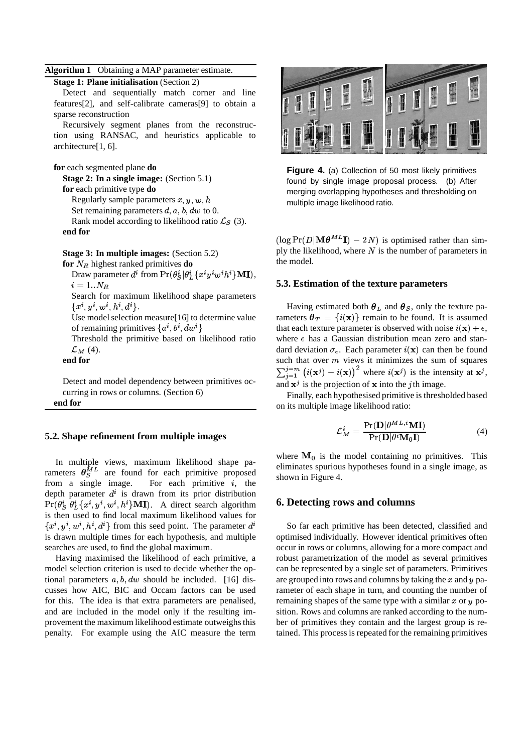**Algorithm 1** Obtaining a MAP parameter estimate.

**Stage 1: Plane initialisation** (Section 2)

Detect and sequentially match corner and line features[2], and self-calibrate cameras[9] to obtain a sparse reconstruction

Recursively segment planes from the reconstruction using RANSAC, and heuristics applicable to architecture[1, 6].

**for** each segmented plane **do**

  **Stage 2: In a single image:** (Section 5.1)

  **for** each primitive type **do**

    Regularly sample parameters $x, y, w, h$

    Set remaining parameters $d, a, b, dw$ to 0.

    Rank model according to likelihood ratio $\mathcal{L}_S$ (3).

  **end for**

  **Stage 3: In multiple images:** (Section 5.2)

  **for** $N_R$ highest ranked primitives **do**

    Draw parameter $d^i$ from $\Pr(\theta_S^i | \theta_L^i \{x^i y^i w^i h^i\} \mathbf{MI})$, $i = 1..N_R$

    Search for maximum likelihood shape parameters $\{x^i, y^i, w^i, h^i, d^i\}$.

    Use model selection measure[16] to determine value of remaining primitives $\{a^i, b^i, dw^i\}$

    Threshold the primitive based on likelihood ratio $\mathcal{L}_M$ (4).

  **end for**

  Detect and model dependency between primitives occurring in rows or columns. (Section 6)

**end for**

## 5.2. Shape refinement from multiple images

In multiple views, maximum likelihood shape parameters $\theta_S^{ML}$ are found for each primitive proposed from a single image. For each primitive $i$, the depth parameter $d^i$ is drawn from its prior distribution $\Pr(\theta_S^i | \theta_L^i \{x^i, y^i, w^i, h^i\} \mathbf{MI})$. A direct search algorithm is then used to find local maximum likelihood values for $\{x^i, y^i, w^i, h^i, d^i\}$ from this seed point. The parameter $d^i$ is drawn multiple times for each hypothesis, and multiple searches are used, to find the global maximum.

Having maximised the likelihood of each primitive, a model selection criterion is used to decide whether the optional parameters $a, b, dw$ should be included. [16] discusses how AIC, BIC and Occam factors can be used for this. The idea is that extra parameters are penalised, and are included in the model only if the resulting improvement the maximum likelihood estimate outweighs this penalty. For example using the AIC measure the term $(\log \Pr(D | \mathbf{M} \boldsymbol{\theta}^{ML} \mathbf{I}) - 2N)$ is optimised rather than simply the likelihood, where $N$ is the number of parameters in the model.

**Figure 4.** (a) Collection of 50 most likely primitives found by single image proposal process. (b) After merging overlapping hypotheses and thresholding on multiple image likelihood ratio.

## 5.3. Estimation of the texture parameters

Having estimated both $\boldsymbol{\theta}_L$ and $\boldsymbol{\theta}_S$, only the texture parameters $\boldsymbol{\theta}_T = \{i(\mathbf{x})\}$ remain to be found. It is assumed that each texture parameter is observed with noise $i(\mathbf{x}) + \epsilon$, where $\epsilon$ has a Gaussian distribution mean zero and standard deviation $\sigma_\epsilon$. Each parameter $i(\mathbf{x})$ can then be found such that over $m$ views it minimizes the sum of squares $\sum_{j=1}^{j=m} \left(i(\mathbf{x}^j) - i(\mathbf{x})\right)^2$ where $i(\mathbf{x}^j)$ is the intensity at $\mathbf{x}^j$, and $\mathbf{x}^j$ is the projection of $\mathbf{x}$ into the $j$th image.

Finally, each hypothesised primitive is thresholded based on its multiple image likelihood ratio:

$$\mathcal{L}_M^i = \frac{\Pr(\mathbf{D} | \theta^{ML,i} \mathbf{MI})}{\Pr(\mathbf{D} | \theta^i \mathbf{M}_0 \mathbf{I})} \tag{4}$$

where $\mathbf{M}_0$ is the model containing no primitives. This eliminates spurious hypotheses found in a single image, as shown in Figure 4.

## 6. Detecting rows and columns

So far each primitive has been detected, classified and optimised individually. However identical primitives often occur in rows or columns, allowing for a more compact and robust parametrization of the model as several primitives can be represented by a single set of parameters. Primitives are grouped into rows and columns by taking the $x$ and $y$ parameter of each shape in turn, and counting the number of remaining shapes of the same type with a similar $x$ or $y$ position. Rows and columns are ranked according to the number of primitives they contain and the largest group is retained. This process is repeated for the remaining primitives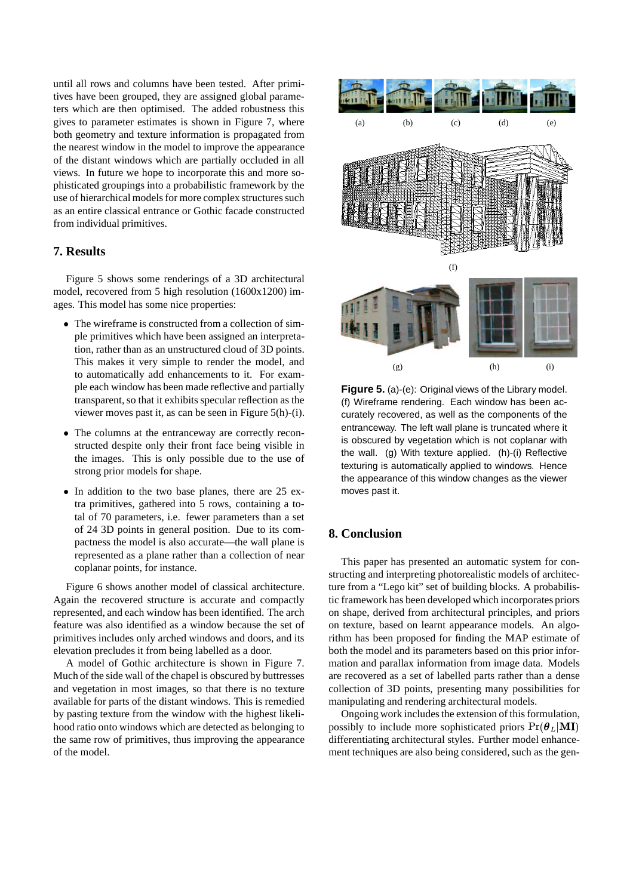until all rows and columns have been tested. After primitives have been grouped, they are assigned global parameters which are then optimised. The added robustness this gives to parameter estimates is shown in Figure 7, where both geometry and texture information is propagated from the nearest window in the model to improve the appearance of the distant windows which are partially occluded in all views. In future we hope to incorporate this and more sophisticated groupings into a probabilistic framework by the use of hierarchical models for more complex structures such as an entire classical entrance or Gothic facade constructed from individual primitives.

## 7. Results

Figure 5 shows some renderings of a 3D architectural model, recovered from 5 high resolution (1600x1200) images. This model has some nice properties:

- The wireframe is constructed from a collection of simple primitives which have been assigned an interpretation, rather than as an unstructured cloud of 3D points. This makes it very simple to render the model, and to automatically add enhancements to it. For example each window has been made reflective and partially transparent, so that it exhibits specular reflection as the viewer moves past it, as can be seen in Figure 5(h)-(i).
- The columns at the entranceway are correctly reconstructed despite only their front face being visible in the images. This is only possible due to the use of strong prior models for shape.
- In addition to the two base planes, there are 25 extra primitives, gathered into 5 rows, containing a total of 70 parameters, i.e. fewer parameters than a set of 24 3D points in general position. Due to its compactness the model is also accurate—the wall plane is represented as a plane rather than a collection of near coplanar points, for instance.

Figure 6 shows another model of classical architecture. Again the recovered structure is accurate and compactly represented, and each window has been identified. The arch feature was also identified as a window because the set of primitives includes only arched windows and doors, and its elevation precludes it from being labelled as a door.

A model of Gothic architecture is shown in Figure 7. Much of the side wall of the chapel is obscured by buttresses and vegetation in most images, so that there is no texture available for parts of the distant windows. This is remedied by pasting texture from the window with the highest likelihood ratio onto windows which are detected as belonging to the same row of primitives, thus improving the appearance of the model.

(a) (b) (c) (d) (e)

(f)

(g) (h) (i)

**Figure 5.** (a)-(e): Original views of the Library model. (f) Wireframe rendering. Each window has been accurately recovered, as well as the components of the entranceway. The left wall plane is truncated where it is obscured by vegetation which is not coplanar with the wall. (g) With texture applied. (h)-(i) Reflective texturing is automatically applied to windows. Hence the appearance of this window changes as the viewer moves past it.

## 8. Conclusion

This paper has presented an automatic system for constructing and interpreting photorealistic models of architecture from a "Lego kit" set of building blocks. A probabilistic framework has been developed which incorporates priors on shape, derived from architectural principles, and priors on texture, based on learnt appearance models. An algorithm has been proposed for finding the MAP estimate of both the model and its parameters based on this prior information and parallax information from image data. Models are recovered as a set of labelled parts rather than a dense collection of 3D points, presenting many possibilities for manipulating and rendering architectural models.

Ongoing work includes the extension of this formulation, possibly to include more sophisticated priors $\Pr(\boldsymbol{\theta}_L|\mathbf{MI})$ differentiating architectural styles. Further model enhancement techniques are also being considered, such as the gen-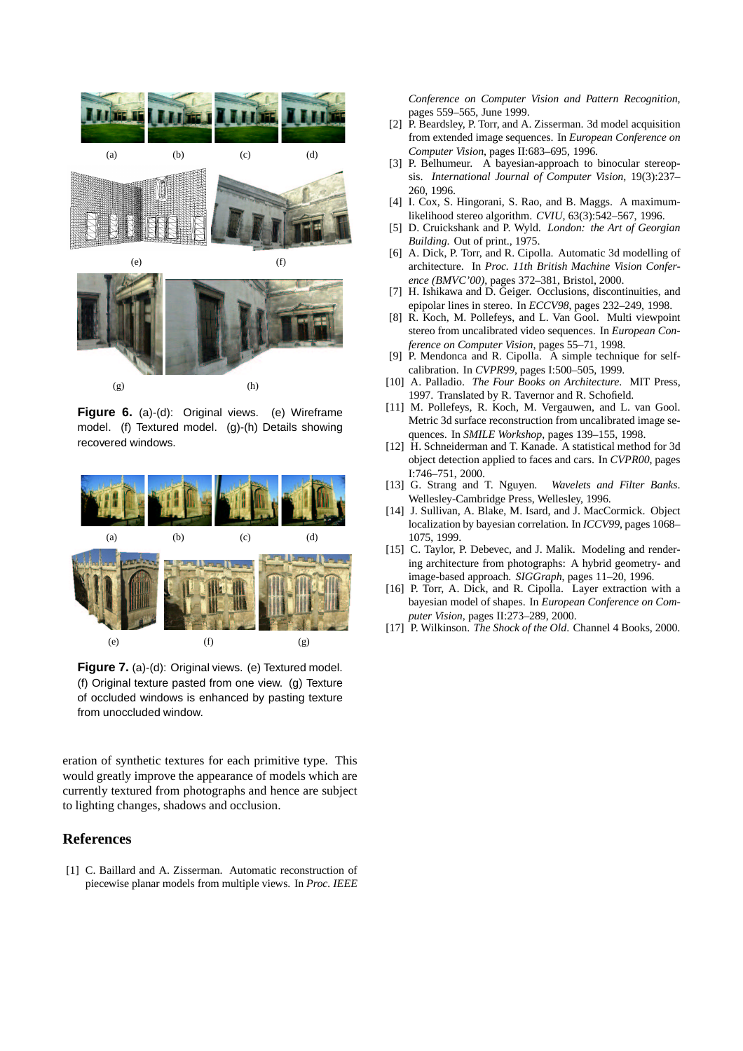(a) (b) (c) (d)

(e) (f)

(g) (h)

**Figure 6.** (a)-(d): Original views. (e) Wireframe model. (f) Textured model. (g)-(h) Details showing recovered windows.

(a) (b) (c) (d)

(e) (f) (g)

**Figure 7.** (a)-(d): Original views. (e) Textured model. (f) Original texture pasted from one view. (g) Texture of occluded windows is enhanced by pasting texture from unoccluded window.

eration of synthetic textures for each primitive type. This would greatly improve the appearance of models which are currently textured from photographs and hence are subject to lighting changes, shadows and occlusion.

## References

[1] C. Baillard and A. Zisserman. Automatic reconstruction of piecewise planar models from multiple views. In *Proc. IEEE Conference on Computer Vision and Pattern Recognition*, pages 559–565, June 1999.

[2] P. Beardsley, P. Torr, and A. Zisserman. 3d model acquisition from extended image sequences. In *European Conference on Computer Vision*, pages II:683–695, 1996.

[3] P. Belhumeur. A bayesian-approach to binocular stereopsis. *International Journal of Computer Vision*, 19(3):237–260, 1996.

[4] I. Cox, S. Hingorani, S. Rao, and B. Maggs. A maximum-likelihood stereo algorithm. *CVIU*, 63(3):542–567, 1996.

[5] D. Cruickshank and P. Wyld. *London: the Art of Georgian Building*. Out of print., 1975.

[6] A. Dick, P. Torr, and R. Cipolla. Automatic 3d modelling of architecture. In *Proc. 11th British Machine Vision Conference (BMVC'00)*, pages 372–381, Bristol, 2000.

[7] H. Ishikawa and D. Geiger. Occlusions, discontinuities, and epipolar lines in stereo. In *ECCV98*, pages 232–249, 1998.

[8] R. Koch, M. Pollefeys, and L. Van Gool. Multi viewpoint stereo from uncalibrated video sequences. In *European Conference on Computer Vision*, pages 55–71, 1998.

[9] P. Mendonca and R. Cipolla. A simple technique for self-calibration. In *CVPR99*, pages I:500–505, 1999.

[10] A. Palladio. *The Four Books on Architecture*. MIT Press, 1997. Translated by R. Tavernor and R. Schofield.

[11] M. Pollefeys, R. Koch, M. Vergauwen, and L. van Gool. Metric 3d surface reconstruction from uncalibrated image sequences. In *SMILE Workshop*, pages 139–155, 1998.

[12] H. Schneiderman and T. Kanade. A statistical method for 3d object detection applied to faces and cars. In *CVPR00*, pages I:746–751, 2000.

[13] G. Strang and T. Nguyen. *Wavelets and Filter Banks*. Wellesley-Cambridge Press, Wellesley, 1996.

[14] J. Sullivan, A. Blake, M. Isard, and J. MacCormick. Object localization by bayesian correlation. In *ICCV99*, pages 1068–1075, 1999.

[15] C. Taylor, P. Debevec, and J. Malik. Modeling and rendering architecture from photographs: A hybrid geometry- and image-based approach. *SIGGraph*, pages 11–20, 1996.

[16] P. Torr, A. Dick, and R. Cipolla. Layer extraction with a bayesian model of shapes. In *European Conference on Computer Vision*, pages II:273–289, 2000.

[17] P. Wilkinson. *The Shock of the Old*. Channel 4 Books, 2000.